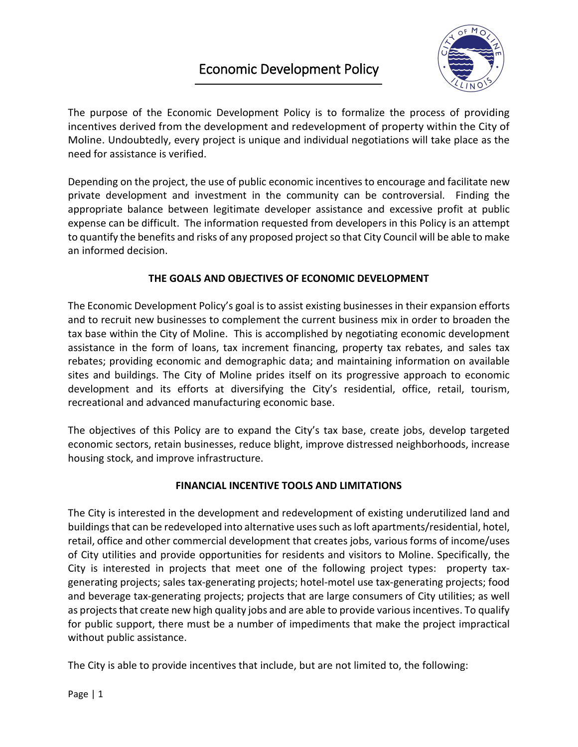# Economic Development Policy

The purpose of the Economic Development Policy is to formalize the process of providing incentives derived from the development and redevelopment of property within the City of Moline. Undoubtedly, every project is unique and individual negotiations will take place as the need for assistance is verified.

Depending on the project, the use of public economic incentives to encourage and facilitate new private development and investment in the community can be controversial. Finding the appropriate balance between legitimate developer assistance and excessive profit at public expense can be difficult. The information requested from developers in this Policy is an attempt to quantify the benefits and risks of any proposed project so that City Council will be able to make an informed decision.

## THE GOALS AND OBJECTIVES OF ECONOMIC DEVELOPMENT

The Economic Development Policy's goal is to assist existing businesses in their expansion efforts and to recruit new businesses to complement the current business mix in order to broaden the tax base within the City of Moline. This is accomplished by negotiating economic development assistance in the form of loans, tax increment financing, property tax rebates, and sales tax rebates; providing economic and demographic data; and maintaining information on available sites and buildings. The City of Moline prides itself on its progressive approach to economic development and its efforts at diversifying the City's residential, office, retail, tourism, recreational and advanced manufacturing economic base.

The objectives of this Policy are to expand the City's tax base, create jobs, develop targeted economic sectors, retain businesses, reduce blight, improve distressed neighborhoods, increase housing stock, and improve infrastructure.

## FINANCIAL INCENTIVE TOOLS AND LIMITATIONS

The City is interested in the development and redevelopment of existing underutilized land and buildings that can be redeveloped into alternative uses such as loft apartments/residential, hotel, retail, office and other commercial development that creates jobs, various forms of income/uses of City utilities and provide opportunities for residents and visitors to Moline. Specifically, the City is interested in projects that meet one of the following project types: property tax-generating projects; sales tax-generating projects; hotel-motel use tax-generating projects; food and beverage tax-generating projects; projects that are large consumers of City utilities; as well as projects that create new high quality jobs and are able to provide various incentives. To qualify for public support, there must be a number of impediments that make the project impractical without public assistance.

The City is able to provide incentives that include, but are not limited to, the following: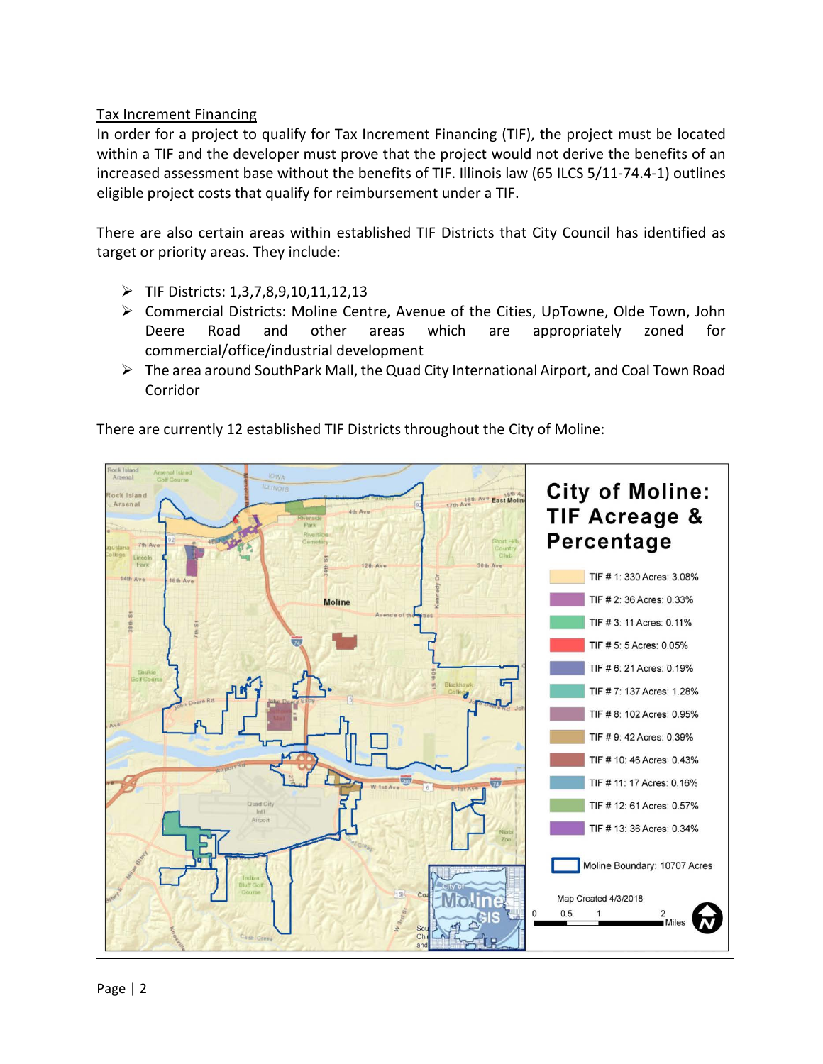## Tax Increment Financing

In order for a project to qualify for Tax Increment Financing (TIF), the project must be located within a TIF and the developer must prove that the project would not derive the benefits of an increased assessment base without the benefits of TIF. Illinois law (65 ILCS 5/11-74.4-1) outlines eligible project costs that qualify for reimbursement under a TIF.

There are also certain areas within established TIF Districts that City Council has identified as target or priority areas. They include:

- TIF Districts: 1,3,7,8,9,10,11,12,13
- Commercial Districts: Moline Centre, Avenue of the Cities, UpTowne, Olde Town, John Deere Road and other areas which are appropriately zoned for commercial/office/industrial development
- The area around SouthPark Mall, the Quad City International Airport, and Coal Town Road Corridor

There are currently 12 established TIF Districts throughout the City of Moline:

**City of Moline: TIF Acreage & Percentage**

- TIF # 1: 330 Acres: 3.08%
- TIF # 2: 36 Acres: 0.33%
- TIF # 3: 11 Acres: 0.11%
- TIF # 5: 5 Acres: 0.05%
- TIF # 6: 21 Acres: 0.19%
- TIF # 7: 137 Acres: 1.28%
- TIF # 8: 102 Acres: 0.95%
- TIF # 9: 42 Acres: 0.39%
- TIF # 10: 46 Acres: 0.43%
- TIF # 11: 17 Acres: 0.16%
- TIF # 12: 61 Acres: 0.57%
- TIF # 13: 36 Acres: 0.34%

Moline Boundary: 10707 Acres

Map Created 4/3/2018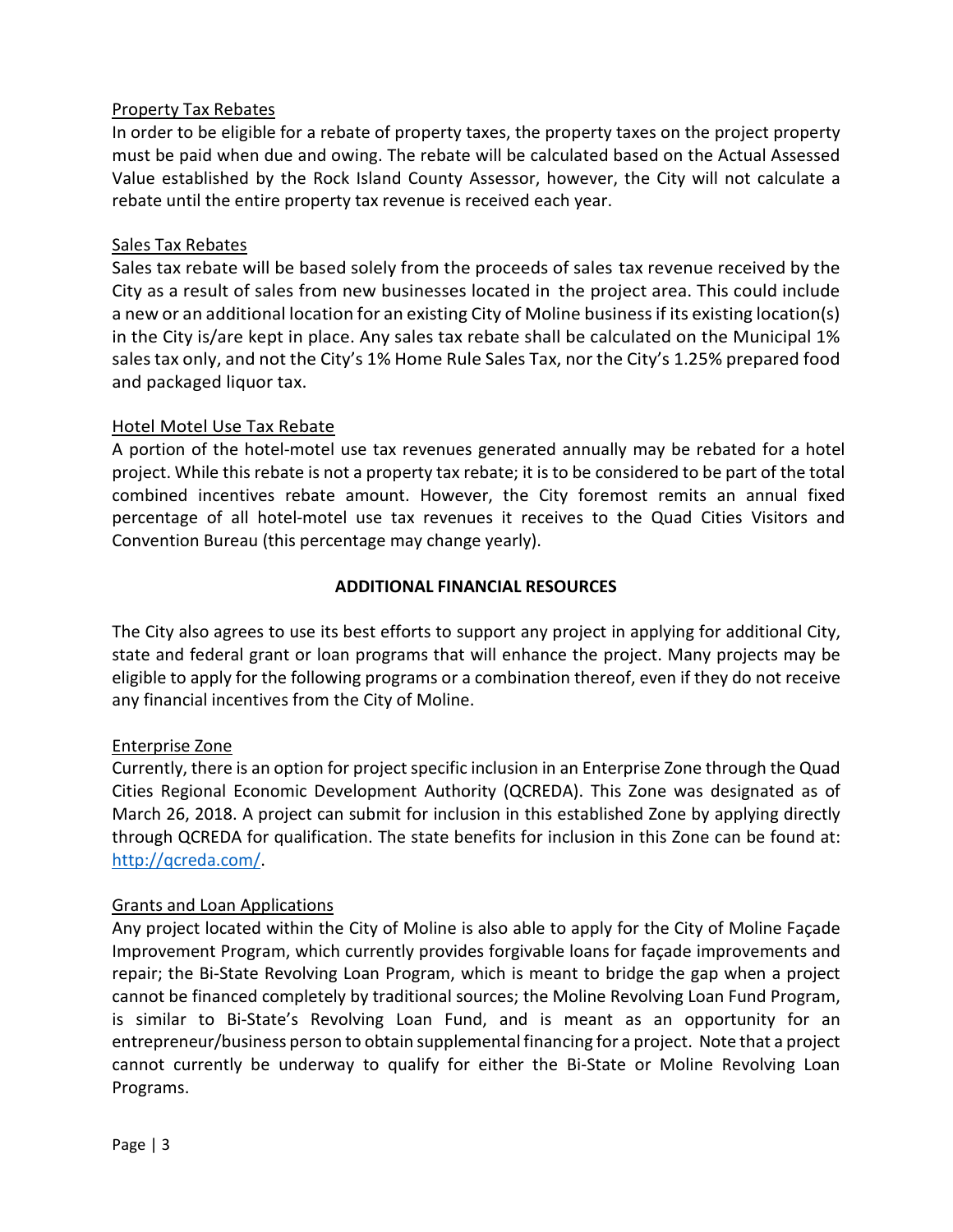<u>Property Tax Rebates</u>

In order to be eligible for a rebate of property taxes, the property taxes on the project property must be paid when due and owing. The rebate will be calculated based on the Actual Assessed Value established by the Rock Island County Assessor, however, the City will not calculate a rebate until the entire property tax revenue is received each year.

<u>Sales Tax Rebates</u>

Sales tax rebate will be based solely from the proceeds of sales tax revenue received by the City as a result of sales from new businesses located in the project area. This could include a new or an additional location for an existing City of Moline business if its existing location(s) in the City is/are kept in place. Any sales tax rebate shall be calculated on the Municipal 1% sales tax only, and not the City's 1% Home Rule Sales Tax, nor the City's 1.25% prepared food and packaged liquor tax.

<u>Hotel Motel Use Tax Rebate</u>

A portion of the hotel-motel use tax revenues generated annually may be rebated for a hotel project. While this rebate is not a property tax rebate; it is to be considered to be part of the total combined incentives rebate amount. However, the City foremost remits an annual fixed percentage of all hotel-motel use tax revenues it receives to the Quad Cities Visitors and Convention Bureau (this percentage may change yearly).

## ADDITIONAL FINANCIAL RESOURCES

The City also agrees to use its best efforts to support any project in applying for additional City, state and federal grant or loan programs that will enhance the project. Many projects may be eligible to apply for the following programs or a combination thereof, even if they do not receive any financial incentives from the City of Moline.

<u>Enterprise Zone</u>

Currently, there is an option for project specific inclusion in an Enterprise Zone through the Quad Cities Regional Economic Development Authority (QCREDA). This Zone was designated as of March 26, 2018. A project can submit for inclusion in this established Zone by applying directly through QCREDA for qualification. The state benefits for inclusion in this Zone can be found at: [http://qcreda.com/](http://qcreda.com/).

<u>Grants and Loan Applications</u>

Any project located within the City of Moline is also able to apply for the City of Moline Façade Improvement Program, which currently provides forgivable loans for façade improvements and repair; the Bi-State Revolving Loan Program, which is meant to bridge the gap when a project cannot be financed completely by traditional sources; the Moline Revolving Loan Fund Program, is similar to Bi-State's Revolving Loan Fund, and is meant as an opportunity for an entrepreneur/business person to obtain supplemental financing for a project. Note that a project cannot currently be underway to qualify for either the Bi-State or Moline Revolving Loan Programs.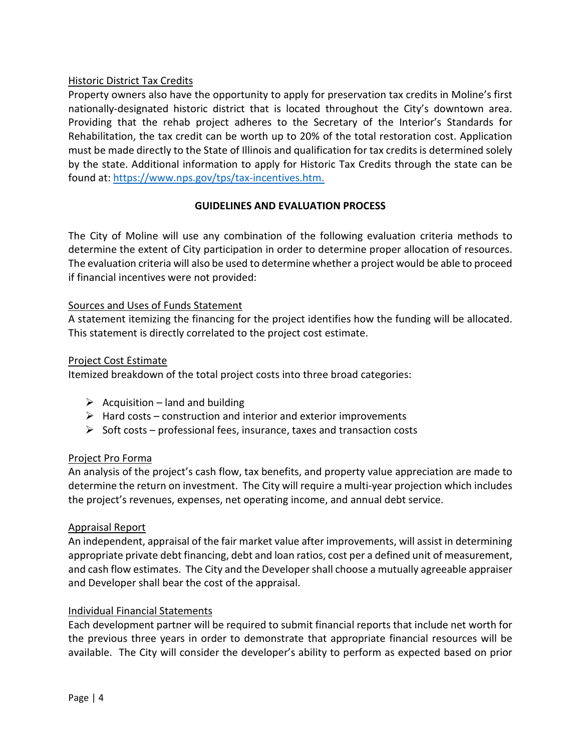Historic District Tax Credits

Property owners also have the opportunity to apply for preservation tax credits in Moline's first nationally-designated historic district that is located throughout the City's downtown area. Providing that the rehab project adheres to the Secretary of the Interior's Standards for Rehabilitation, the tax credit can be worth up to 20% of the total restoration cost. Application must be made directly to the State of Illinois and qualification for tax credits is determined solely by the state. Additional information to apply for Historic Tax Credits through the state can be found at: [https://www.nps.gov/tps/tax-incentives.htm.](https://www.nps.gov/tps/tax-incentives.htm)

## GUIDELINES AND EVALUATION PROCESS

The City of Moline will use any combination of the following evaluation criteria methods to determine the extent of City participation in order to determine proper allocation of resources. The evaluation criteria will also be used to determine whether a project would be able to proceed if financial incentives were not provided:

Sources and Uses of Funds Statement

A statement itemizing the financing for the project identifies how the funding will be allocated. This statement is directly correlated to the project cost estimate.

Project Cost Estimate

Itemized breakdown of the total project costs into three broad categories:

- Acquisition – land and building
- Hard costs – construction and interior and exterior improvements
- Soft costs – professional fees, insurance, taxes and transaction costs

Project Pro Forma

An analysis of the project's cash flow, tax benefits, and property value appreciation are made to determine the return on investment. The City will require a multi-year projection which includes the project's revenues, expenses, net operating income, and annual debt service.

Appraisal Report

An independent, appraisal of the fair market value after improvements, will assist in determining appropriate private debt financing, debt and loan ratios, cost per a defined unit of measurement, and cash flow estimates. The City and the Developer shall choose a mutually agreeable appraiser and Developer shall bear the cost of the appraisal.

Individual Financial Statements

Each development partner will be required to submit financial reports that include net worth for the previous three years in order to demonstrate that appropriate financial resources will be available. The City will consider the developer's ability to perform as expected based on prior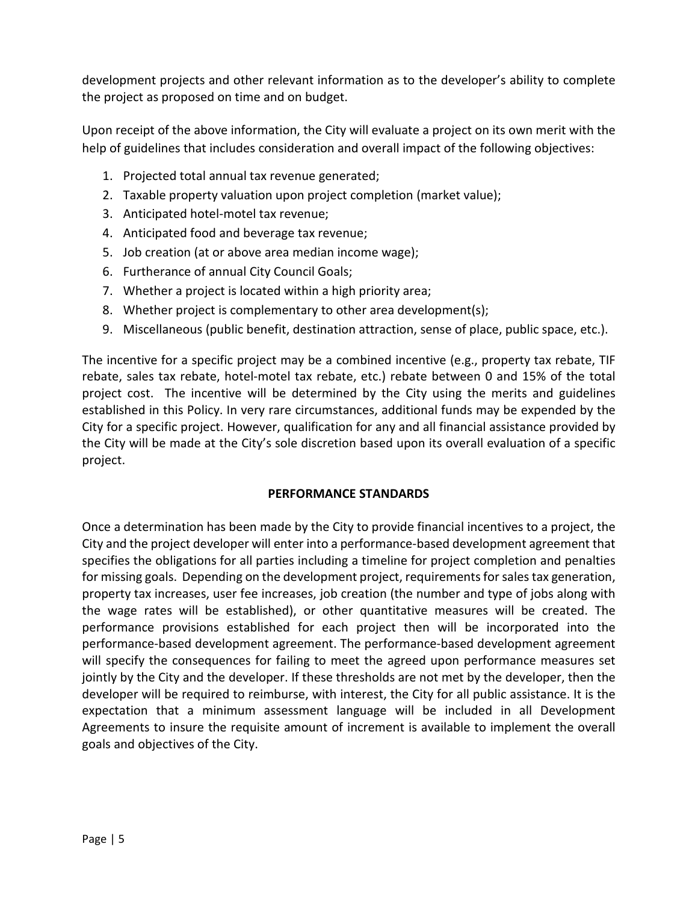development projects and other relevant information as to the developer's ability to complete the project as proposed on time and on budget.

Upon receipt of the above information, the City will evaluate a project on its own merit with the help of guidelines that includes consideration and overall impact of the following objectives:

1. Projected total annual tax revenue generated;
2. Taxable property valuation upon project completion (market value);
3. Anticipated hotel-motel tax revenue;
4. Anticipated food and beverage tax revenue;
5. Job creation (at or above area median income wage);
6. Furtherance of annual City Council Goals;
7. Whether a project is located within a high priority area;
8. Whether project is complementary to other area development(s);
9. Miscellaneous (public benefit, destination attraction, sense of place, public space, etc.).

The incentive for a specific project may be a combined incentive (e.g., property tax rebate, TIF rebate, sales tax rebate, hotel-motel tax rebate, etc.) rebate between 0 and 15% of the total project cost. The incentive will be determined by the City using the merits and guidelines established in this Policy. In very rare circumstances, additional funds may be expended by the City for a specific project. However, qualification for any and all financial assistance provided by the City will be made at the City's sole discretion based upon its overall evaluation of a specific project.

## PERFORMANCE STANDARDS

Once a determination has been made by the City to provide financial incentives to a project, the City and the project developer will enter into a performance-based development agreement that specifies the obligations for all parties including a timeline for project completion and penalties for missing goals. Depending on the development project, requirements for sales tax generation, property tax increases, user fee increases, job creation (the number and type of jobs along with the wage rates will be established), or other quantitative measures will be created. The performance provisions established for each project then will be incorporated into the performance-based development agreement. The performance-based development agreement will specify the consequences for failing to meet the agreed upon performance measures set jointly by the City and the developer. If these thresholds are not met by the developer, then the developer will be required to reimburse, with interest, the City for all public assistance. It is the expectation that a minimum assessment language will be included in all Development Agreements to insure the requisite amount of increment is available to implement the overall goals and objectives of the City.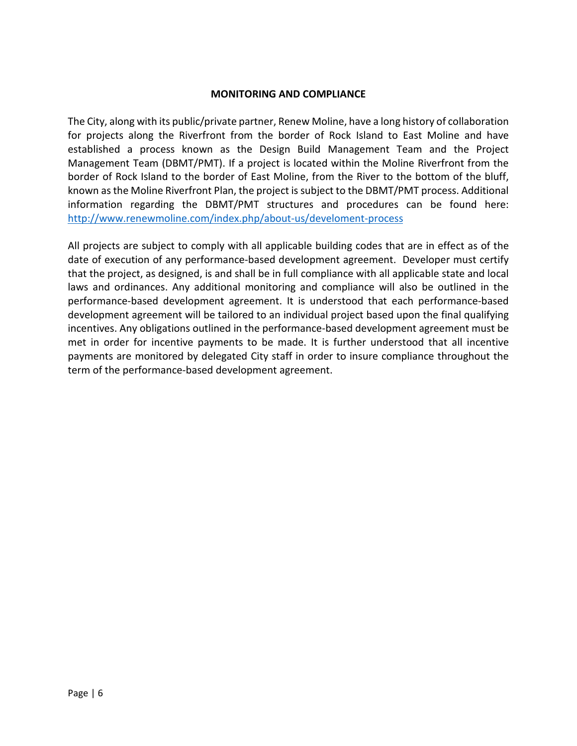## MONITORING AND COMPLIANCE

The City, along with its public/private partner, Renew Moline, have a long history of collaboration for projects along the Riverfront from the border of Rock Island to East Moline and have established a process known as the Design Build Management Team and the Project Management Team (DBMT/PMT). If a project is located within the Moline Riverfront from the border of Rock Island to the border of East Moline, from the River to the bottom of the bluff, known as the Moline Riverfront Plan, the project is subject to the DBMT/PMT process. Additional information regarding the DBMT/PMT structures and procedures can be found here: [http://www.renewmoline.com/index.php/about-us/develoment-process](http://www.renewmoline.com/index.php/about-us/develoment-process)

All projects are subject to comply with all applicable building codes that are in effect as of the date of execution of any performance-based development agreement. Developer must certify that the project, as designed, is and shall be in full compliance with all applicable state and local laws and ordinances. Any additional monitoring and compliance will also be outlined in the performance-based development agreement. It is understood that each performance-based development agreement will be tailored to an individual project based upon the final qualifying incentives. Any obligations outlined in the performance-based development agreement must be met in order for incentive payments to be made. It is further understood that all incentive payments are monitored by delegated City staff in order to insure compliance throughout the term of the performance-based development agreement.